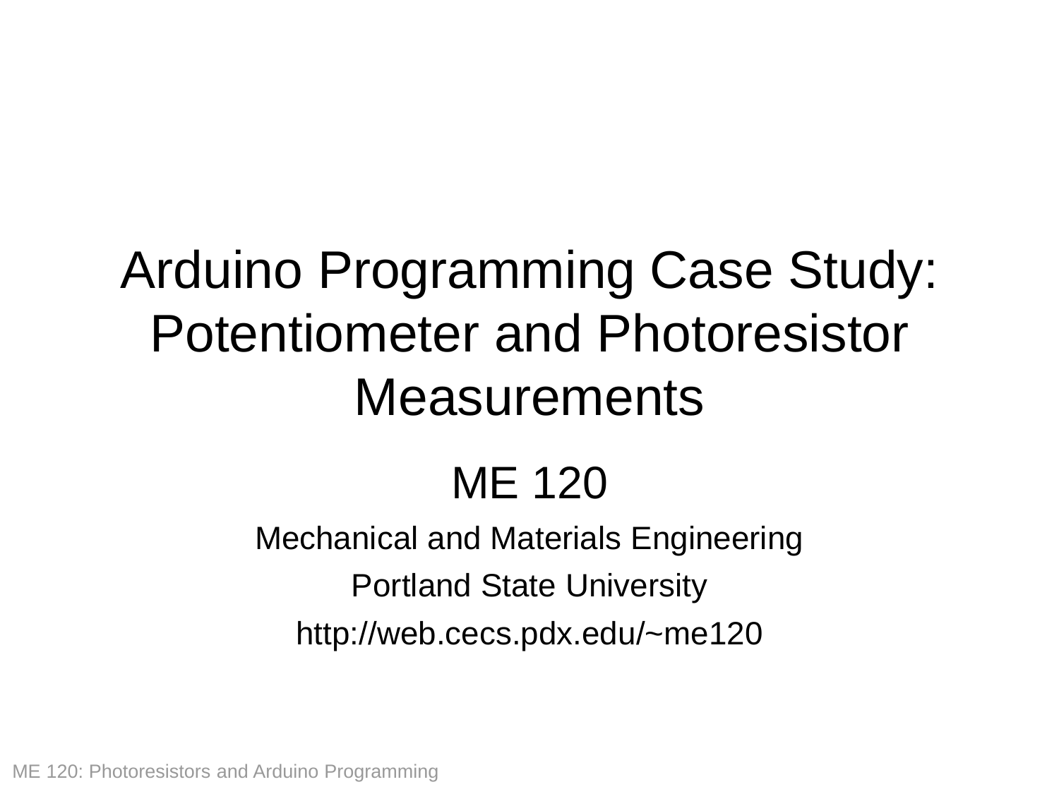# Arduino Programming Case Study: Potentiometer and Photoresistor Measurements

## ME 120

Mechanical and Materials Engineering

Portland State University

http://web.cecs.pdx.edu/~me120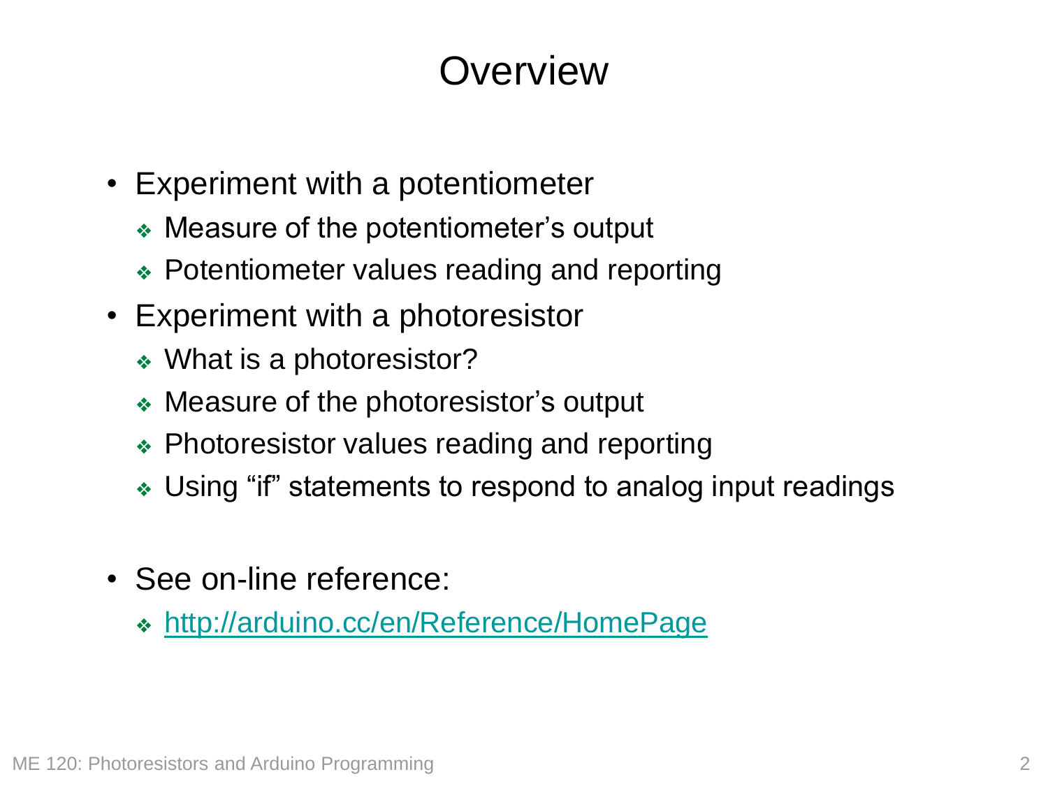# Overview

- Experiment with a potentiometer
  - Measure of the potentiometer's output
  - Potentiometer values reading and reporting
- Experiment with a photoresistor
  - What is a photoresistor?
  - Measure of the photoresistor's output
  - Photoresistor values reading and reporting
  - Using "if" statements to respond to analog input readings

- See on-line reference:
  - [http://arduino.cc/en/Reference/HomePage](http://arduino.cc/en/Reference/HomePage)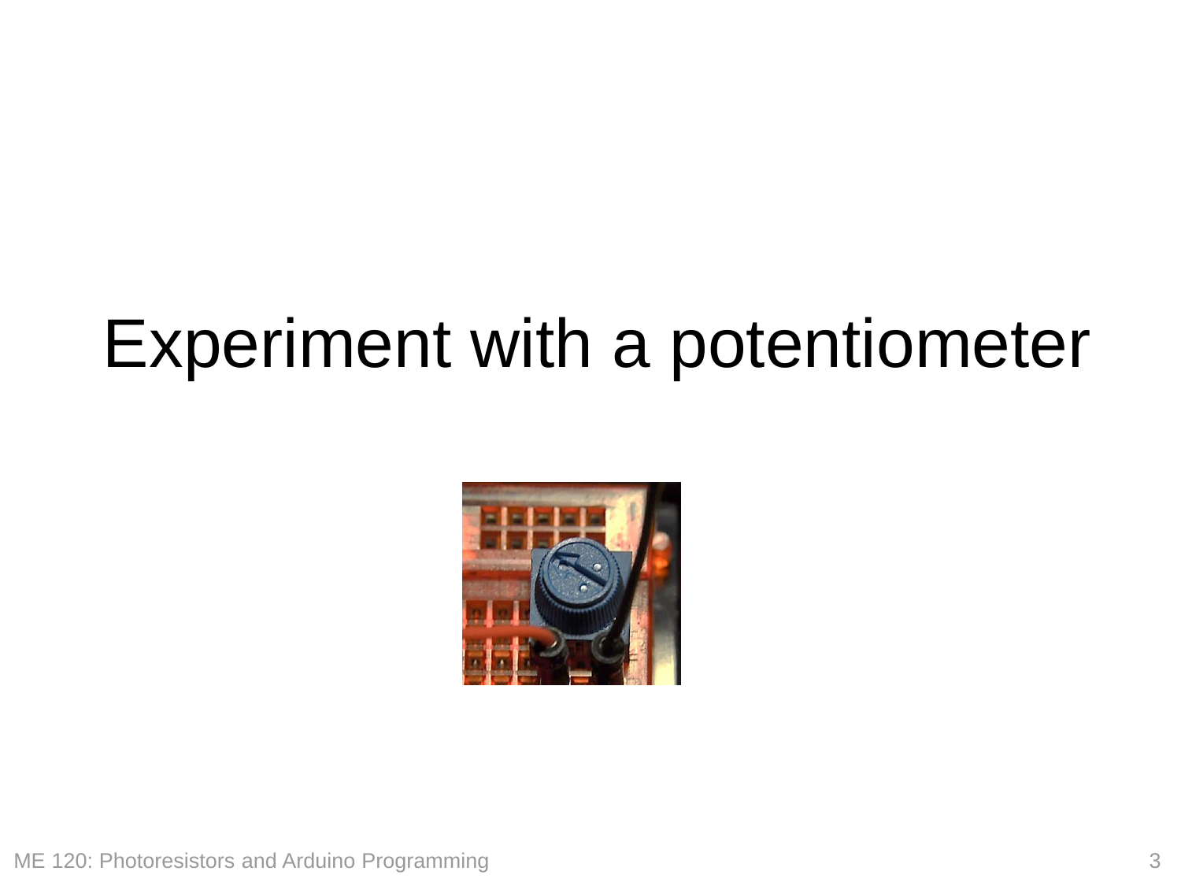# Experiment with a potentiometer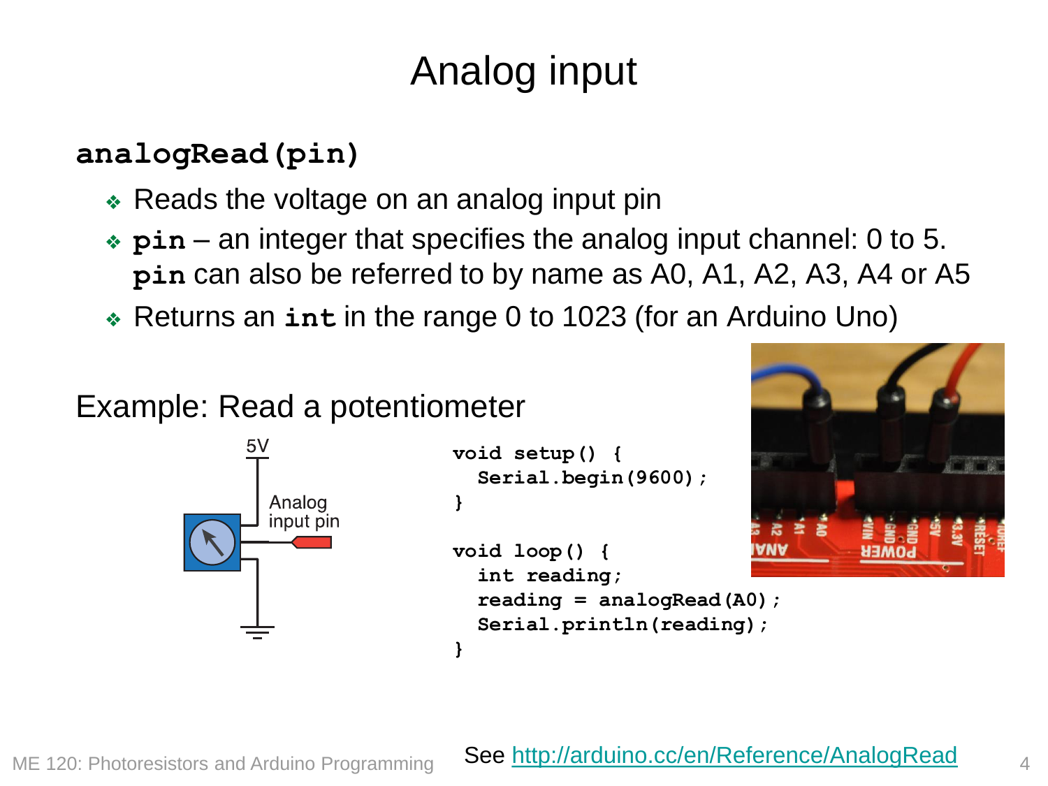# Analog input

**`analogRead(pin)`**

- Reads the voltage on an analog input pin
- **`pin`** – an integer that specifies the analog input channel: 0 to 5. **`pin`** can also be referred to by name as A0, A1, A2, A3, A4 or A5
- Returns an **`int`** in the range 0 to 1023 (for an Arduino Uno)

Example: Read a potentiometer

5V

Analog input pin

```
void setup() {
  Serial.begin(9600);
}

void loop() {
  int reading;
  reading = analogRead(A0);
  Serial.println(reading);
}
```

See http://arduino.cc/en/Reference/AnalogRead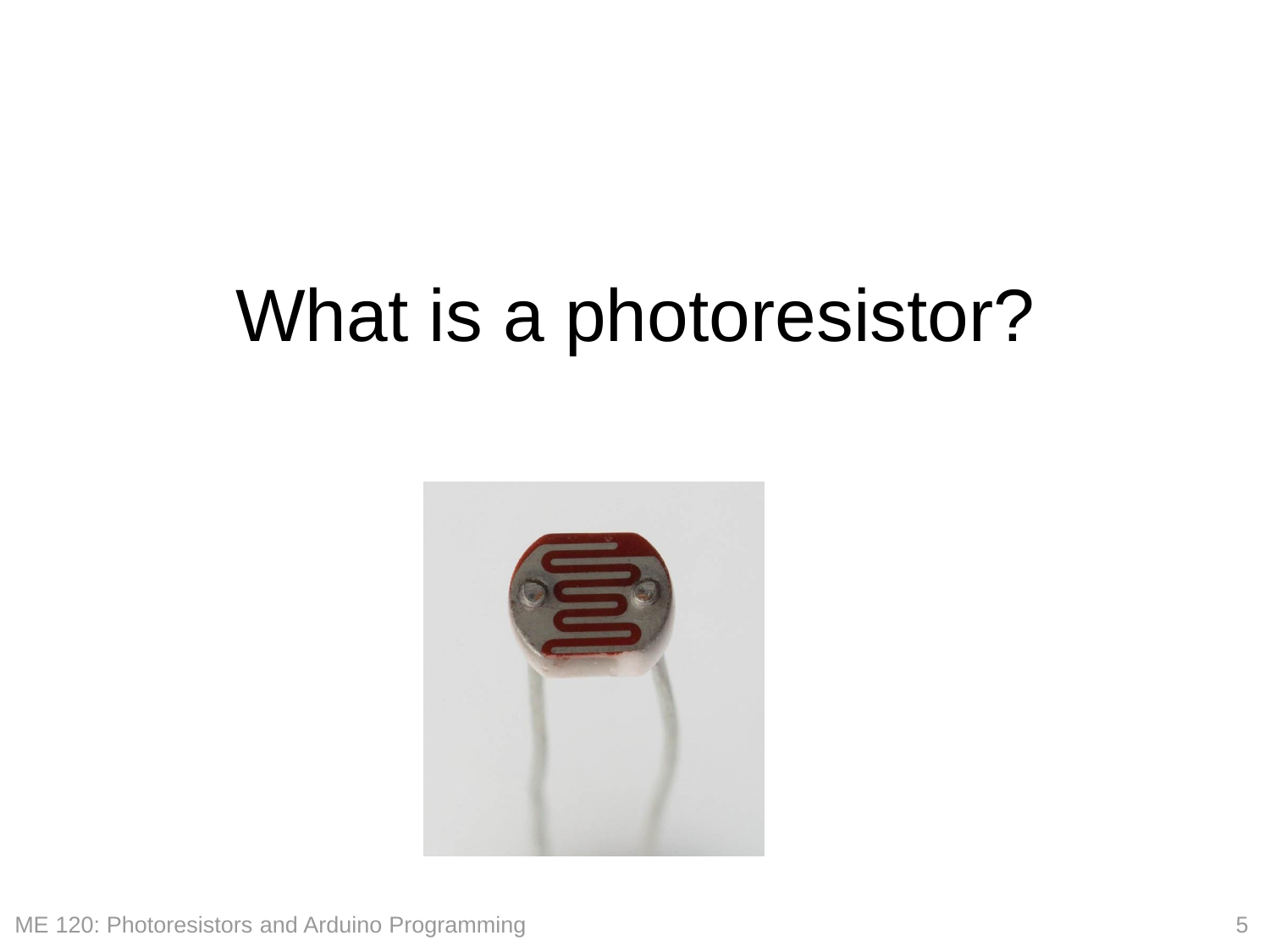# What is a photoresistor?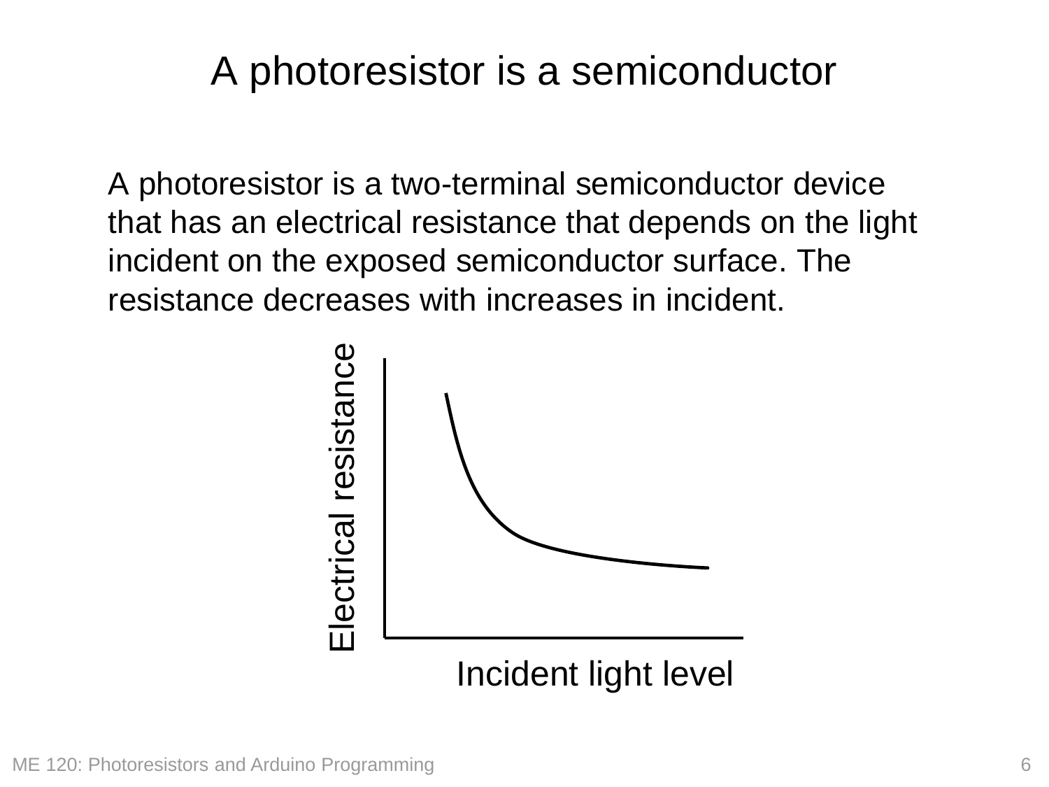# A photoresistor is a semiconductor

A photoresistor is a two-terminal semiconductor device that has an electrical resistance that depends on the light incident on the exposed semiconductor surface. The resistance decreases with increases in incident.

Electrical resistance

Incident light level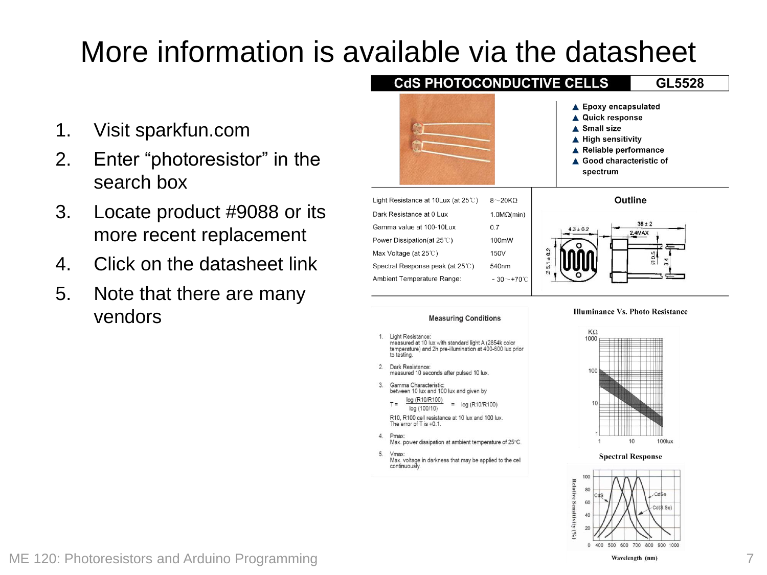# More information is available via the datasheet

1. Visit sparkfun.com
2. Enter "photoresistor" in the search box
3. Locate product #9088 or its more recent replacement
4. Click on the datasheet link
5. Note that there are many vendors

**CdS PHOTOCONDUCTIVE CELLS** **GL5528**

- ▲ Epoxy encapsulated
- ▲ Quick response
- ▲ Small size
- ▲ High sensitivity
- ▲ Reliable performance
- ▲ Good characteristic of spectrum

| Parameter | Value |
| --- | --- |
| Light Resistance at 10Lux (at 25℃) | 8～20KΩ |
| Dark Resistance at 0 Lux | 1.0MΩ(min) |
| Gamma value at 100-10Lux | 0.7 |
| Power Dissipation(at 25℃) | 100mW |
| Max Voltage (at 25℃) | 150V |
| Spectral Response peak (at 25℃) | 540nm |
| Ambient Temperature Range: | -30～+70℃ |

**Outline**

**Measuring Conditions**

1. Light Resistance: measured at 10 lux with standard light A (2854k color temperature) and 2h pre-illumination at 400-600 lux prior to testing.
2. Dark Resistance: measured 10 seconds after pulsed 10 lux.
3. Gamma Characteristic: between 10 lux and 100 lux and given by

$$T = \frac{\log(R10/R100)}{\log(100/10)} = \log(R10/R100)$$

R10, R100 cell resistance at 10 lux and 100 lux. The error of T is +0.1.

4. Pmax: Max. power dissipation at ambient temperature of 25°C.
5. Vmax: Max. voltage in darkness that may be applied to the cell continuously.

**Illuminance Vs. Photo Resistance**

**Spectral Response**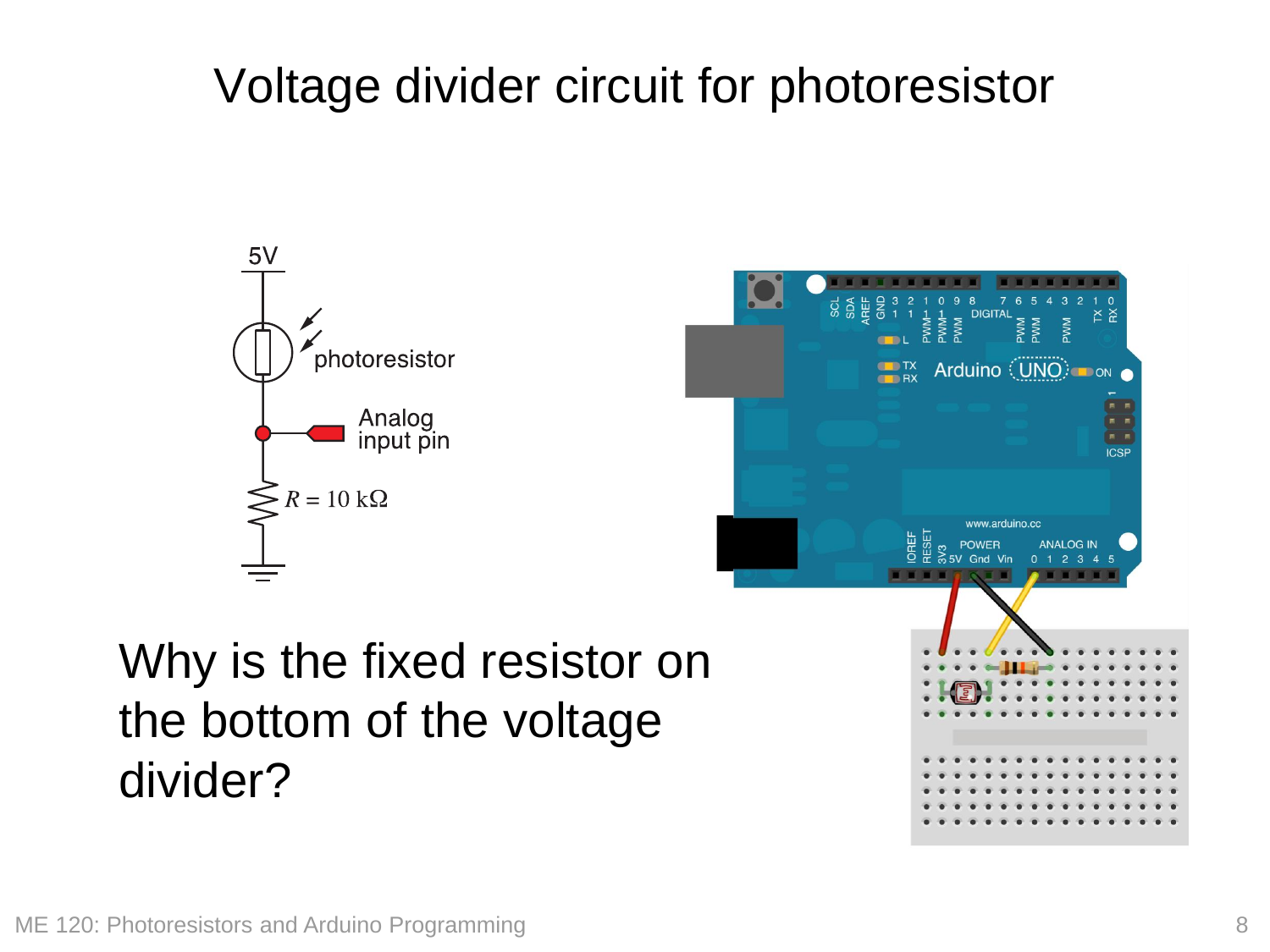# Voltage divider circuit for photoresistor

5V

photoresistor

Analog input pin

$R = 10\ \text{k}\Omega$

Why is the fixed resistor on the bottom of the voltage divider?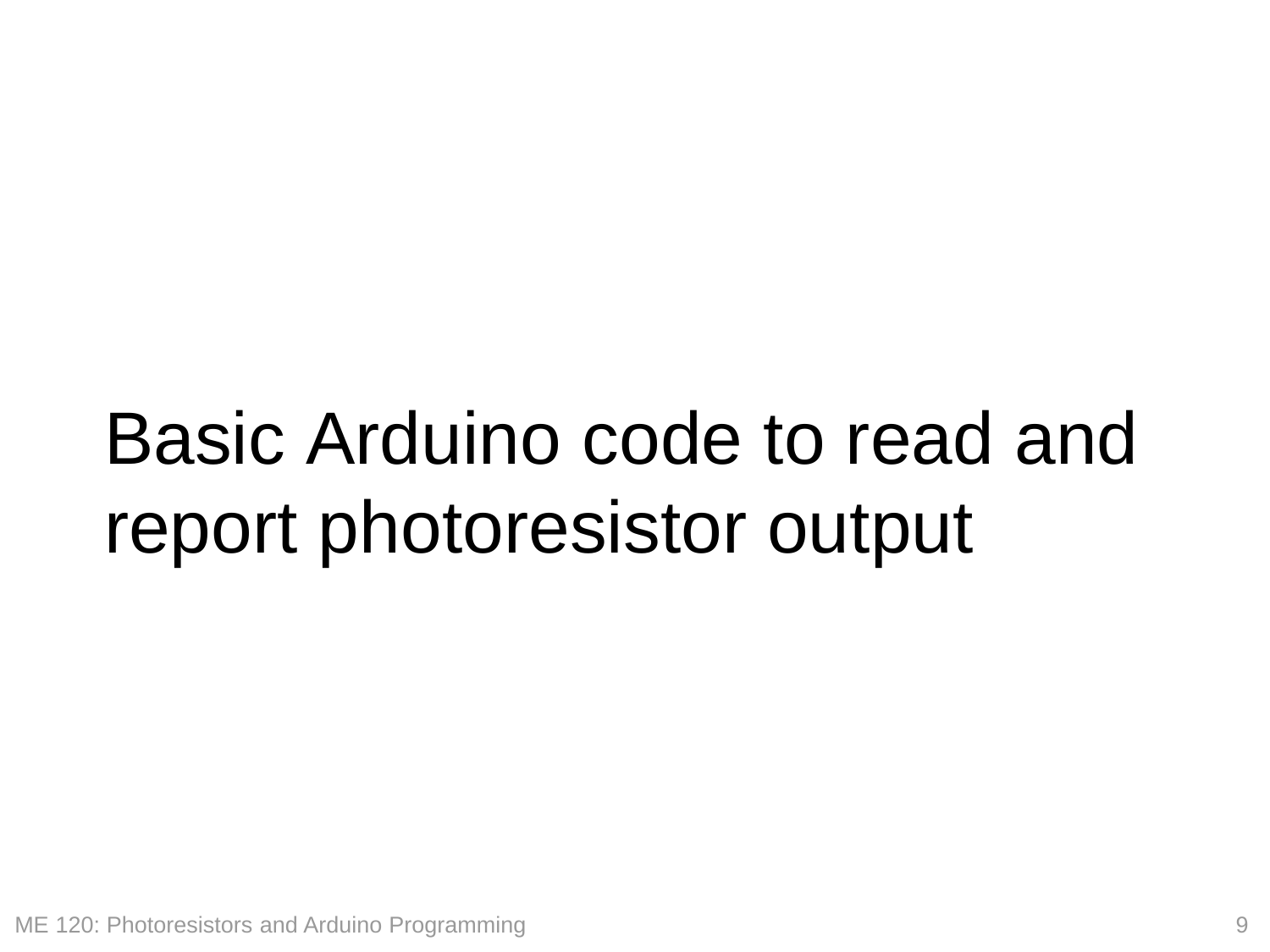# Basic Arduino code to read and report photoresistor output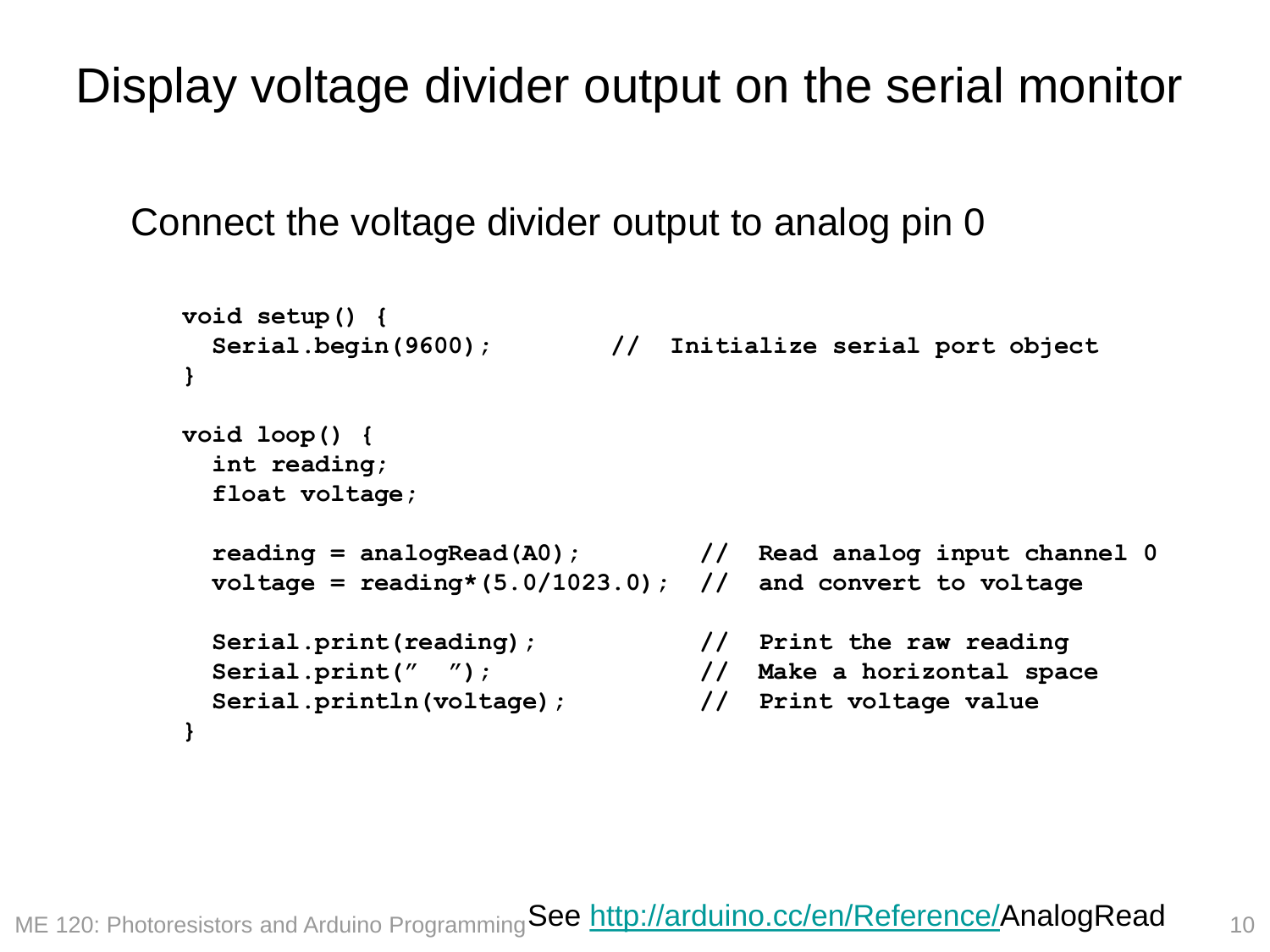# Display voltage divider output on the serial monitor

Connect the voltage divider output to analog pin 0

```
void setup() {
  Serial.begin(9600);        //  Initialize serial port object
}

void loop() {
  int reading;
  float voltage;

  reading = analogRead(A0);        //  Read analog input channel 0
  voltage = reading*(5.0/1023.0);  //  and convert to voltage

  Serial.print(reading);           //  Print the raw reading
  Serial.print(”  ”);              //  Make a horizontal space
  Serial.println(voltage);         //  Print voltage value
}
```

See [http://arduino.cc/en/Reference/](http://arduino.cc/en/Reference/)AnalogRead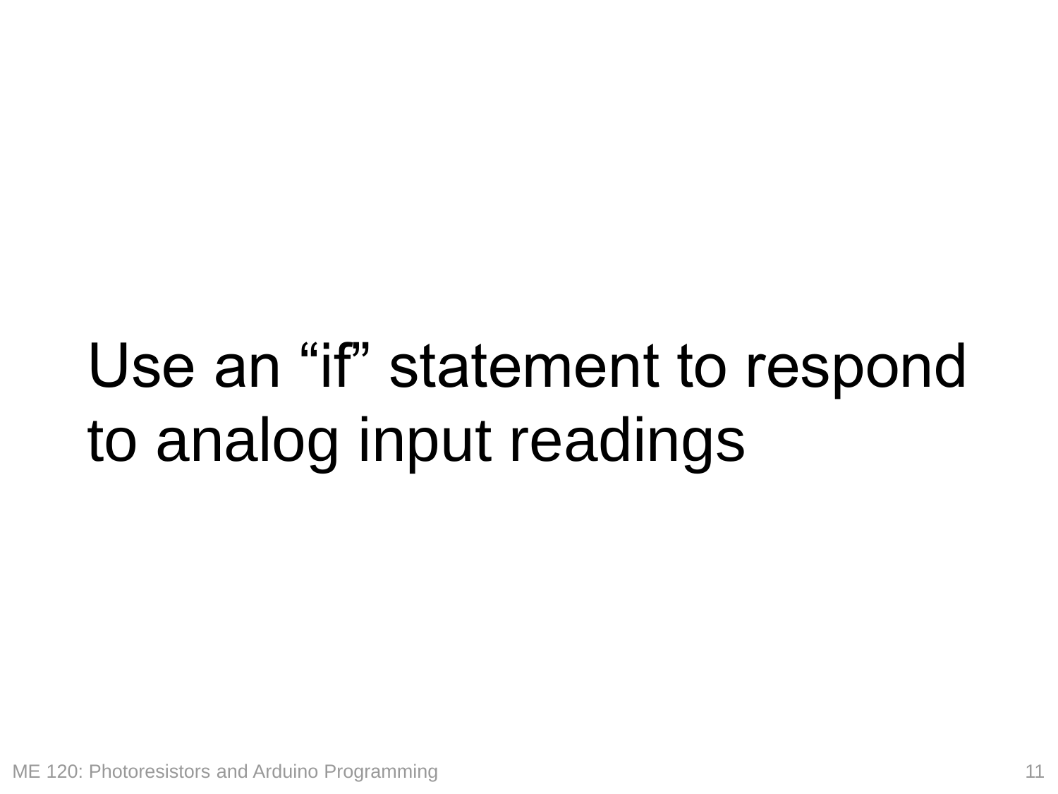# Use an “if” statement to respond to analog input readings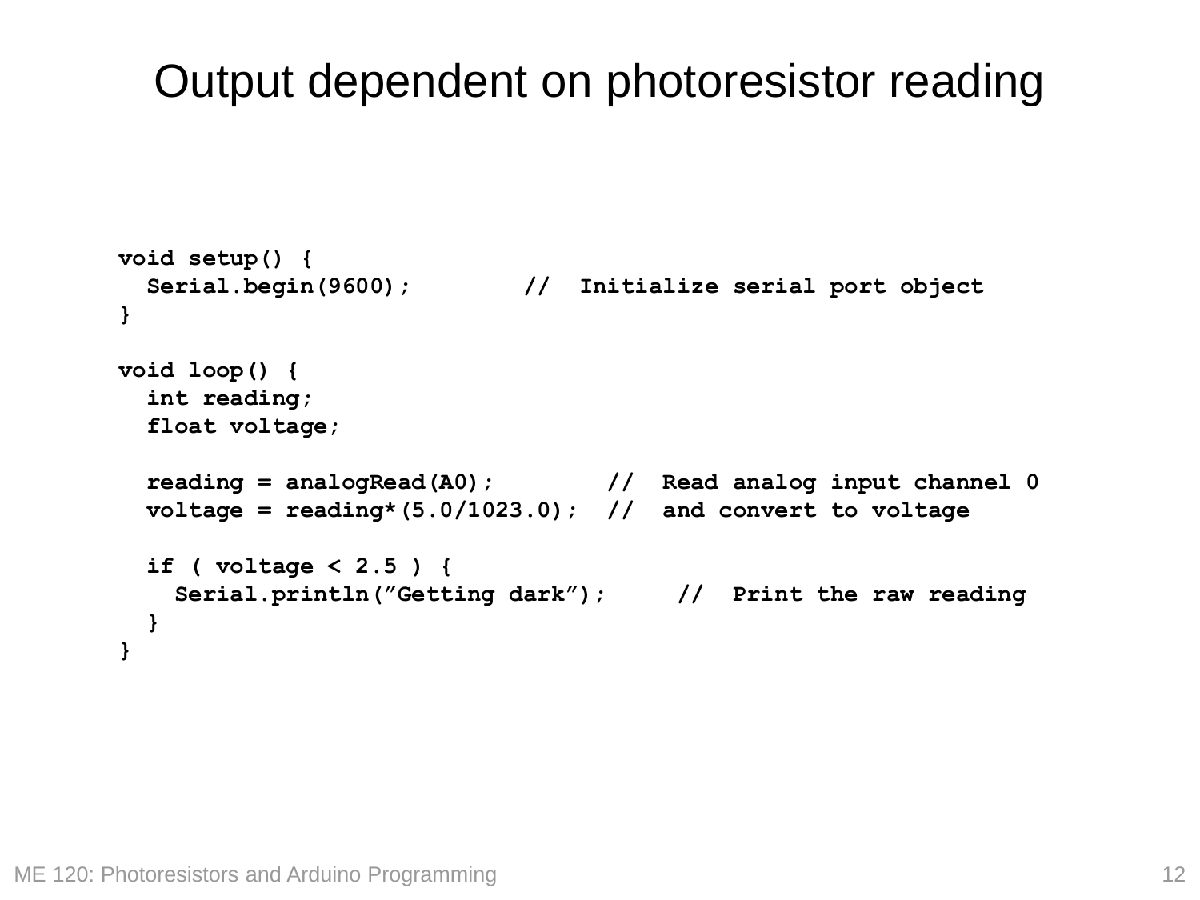# Output dependent on photoresistor reading

```
void setup() {
  Serial.begin(9600);        //  Initialize serial port object
}

void loop() {
  int reading;
  float voltage;

  reading = analogRead(A0);         //  Read analog input channel 0
  voltage = reading*(5.0/1023.0);  //  and convert to voltage

  if ( voltage < 2.5 ) {
    Serial.println(”Getting dark”);     //  Print the raw reading
  }
}
```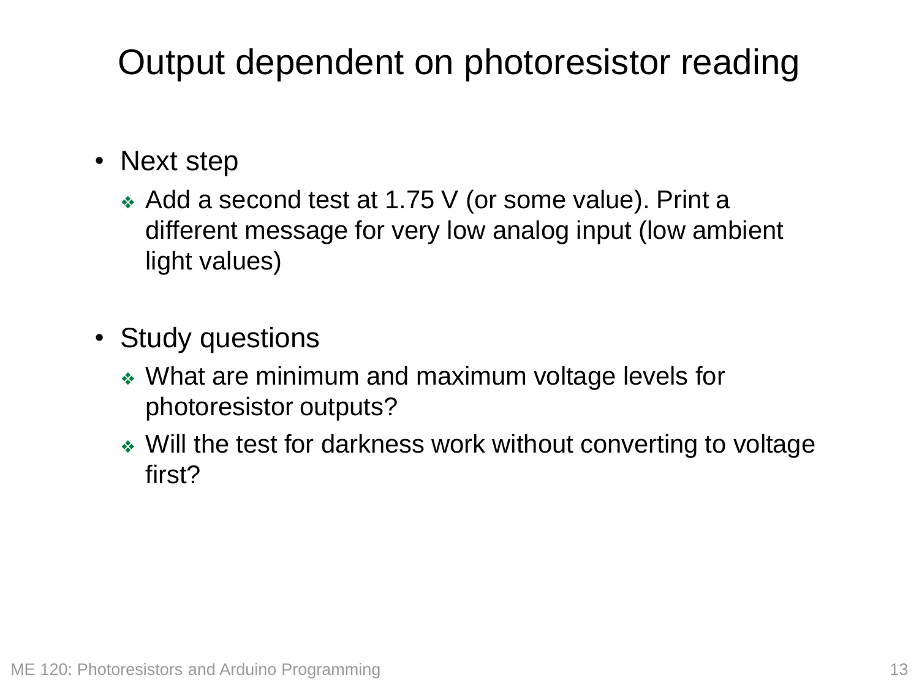# Output dependent on photoresistor reading

- Next step
  - Add a second test at 1.75 V (or some value). Print a different message for very low analog input (low ambient light values)

- Study questions
  - What are minimum and maximum voltage levels for photoresistor outputs?
  - Will the test for darkness work without converting to voltage first?